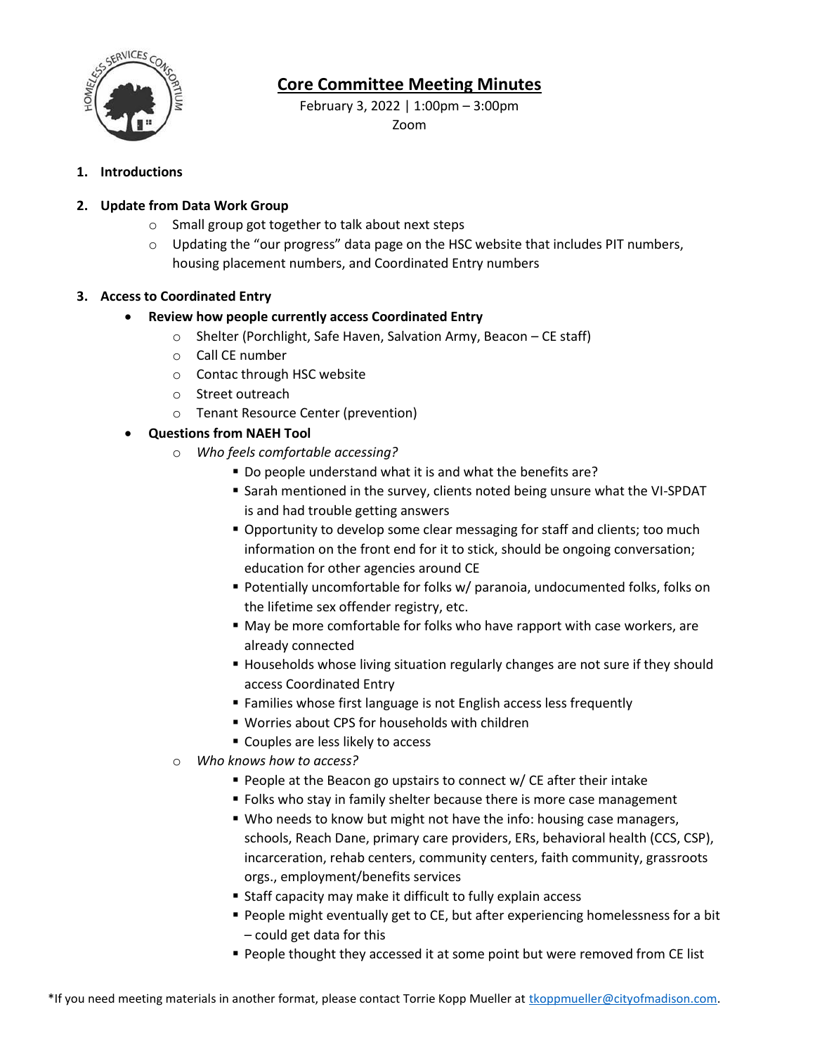# Core Committee Meeting Minutes

February 3, 2022 | 1:00pm – 3:00pm
Zoom

1. **Introductions**

2. **Update from Data Work Group**
   - Small group got together to talk about next steps
   - Updating the "our progress" data page on the HSC website that includes PIT numbers, housing placement numbers, and Coordinated Entry numbers

3. **Access to Coordinated Entry**
   - **Review how people currently access Coordinated Entry**
     - Shelter (Porchlight, Safe Haven, Salvation Army, Beacon – CE staff)
     - Call CE number
     - Contac through HSC website
     - Street outreach
     - Tenant Resource Center (prevention)
   - **Questions from NAEH Tool**
     - *Who feels comfortable accessing?*
       - Do people understand what it is and what the benefits are?
       - Sarah mentioned in the survey, clients noted being unsure what the VI-SPDAT is and had trouble getting answers
       - Opportunity to develop some clear messaging for staff and clients; too much information on the front end for it to stick, should be ongoing conversation; education for other agencies around CE
       - Potentially uncomfortable for folks w/ paranoia, undocumented folks, folks on the lifetime sex offender registry, etc.
       - May be more comfortable for folks who have rapport with case workers, are already connected
       - Households whose living situation regularly changes are not sure if they should access Coordinated Entry
       - Families whose first language is not English access less frequently
       - Worries about CPS for households with children
       - Couples are less likely to access
     - *Who knows how to access?*
       - People at the Beacon go upstairs to connect w/ CE after their intake
       - Folks who stay in family shelter because there is more case management
       - Who needs to know but might not have the info: housing case managers, schools, Reach Dane, primary care providers, ERs, behavioral health (CCS, CSP), incarceration, rehab centers, community centers, faith community, grassroots orgs., employment/benefits services
       - Staff capacity may make it difficult to fully explain access
       - People might eventually get to CE, but after experiencing homelessness for a bit – could get data for this
       - People thought they accessed it at some point but were removed from CE list

*If you need meeting materials in another format, please contact Torrie Kopp Mueller at tkoppmueller@cityofmadison.com.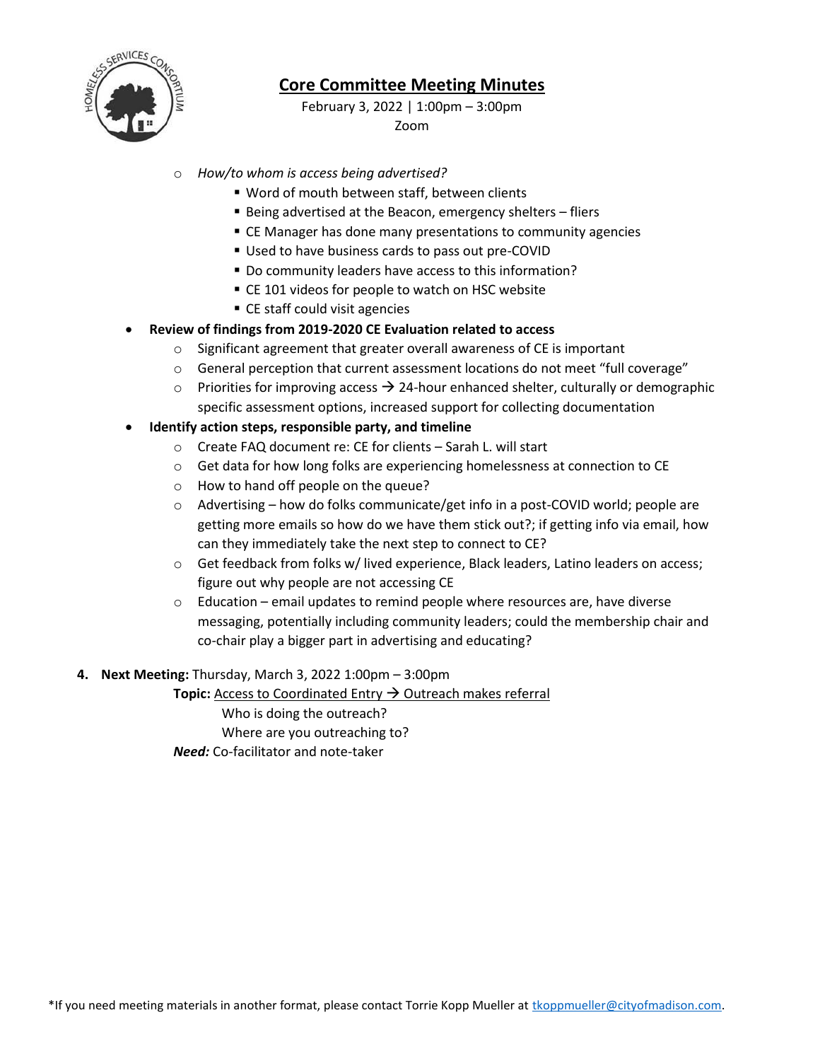# Core Committee Meeting Minutes

February 3, 2022 | 1:00pm – 3:00pm
Zoom

- *How/to whom is access being advertised?*
  - Word of mouth between staff, between clients
  - Being advertised at the Beacon, emergency shelters – fliers
  - CE Manager has done many presentations to community agencies
  - Used to have business cards to pass out pre-COVID
  - Do community leaders have access to this information?
  - CE 101 videos for people to watch on HSC website
  - CE staff could visit agencies

- **Review of findings from 2019-2020 CE Evaluation related to access**
  - Significant agreement that greater overall awareness of CE is important
  - General perception that current assessment locations do not meet "full coverage"
  - Priorities for improving access → 24-hour enhanced shelter, culturally or demographic specific assessment options, increased support for collecting documentation
- **Identify action steps, responsible party, and timeline**
  - Create FAQ document re: CE for clients – Sarah L. will start
  - Get data for how long folks are experiencing homelessness at connection to CE
  - How to hand off people on the queue?
  - Advertising – how do folks communicate/get info in a post-COVID world; people are getting more emails so how do we have them stick out?; if getting info via email, how can they immediately take the next step to connect to CE?
  - Get feedback from folks w/ lived experience, Black leaders, Latino leaders on access; figure out why people are not accessing CE
  - Education – email updates to remind people where resources are, have diverse messaging, potentially including community leaders; could the membership chair and co-chair play a bigger part in advertising and educating?

4. **Next Meeting:** Thursday, March 3, 2022 1:00pm – 3:00pm

   **Topic:** Access to Coordinated Entry → Outreach makes referral

   Who is doing the outreach?

   Where are you outreaching to?

   ***Need:*** Co-facilitator and note-taker

*If you need meeting materials in another format, please contact Torrie Kopp Mueller at tkoppmueller@cityofmadison.com.